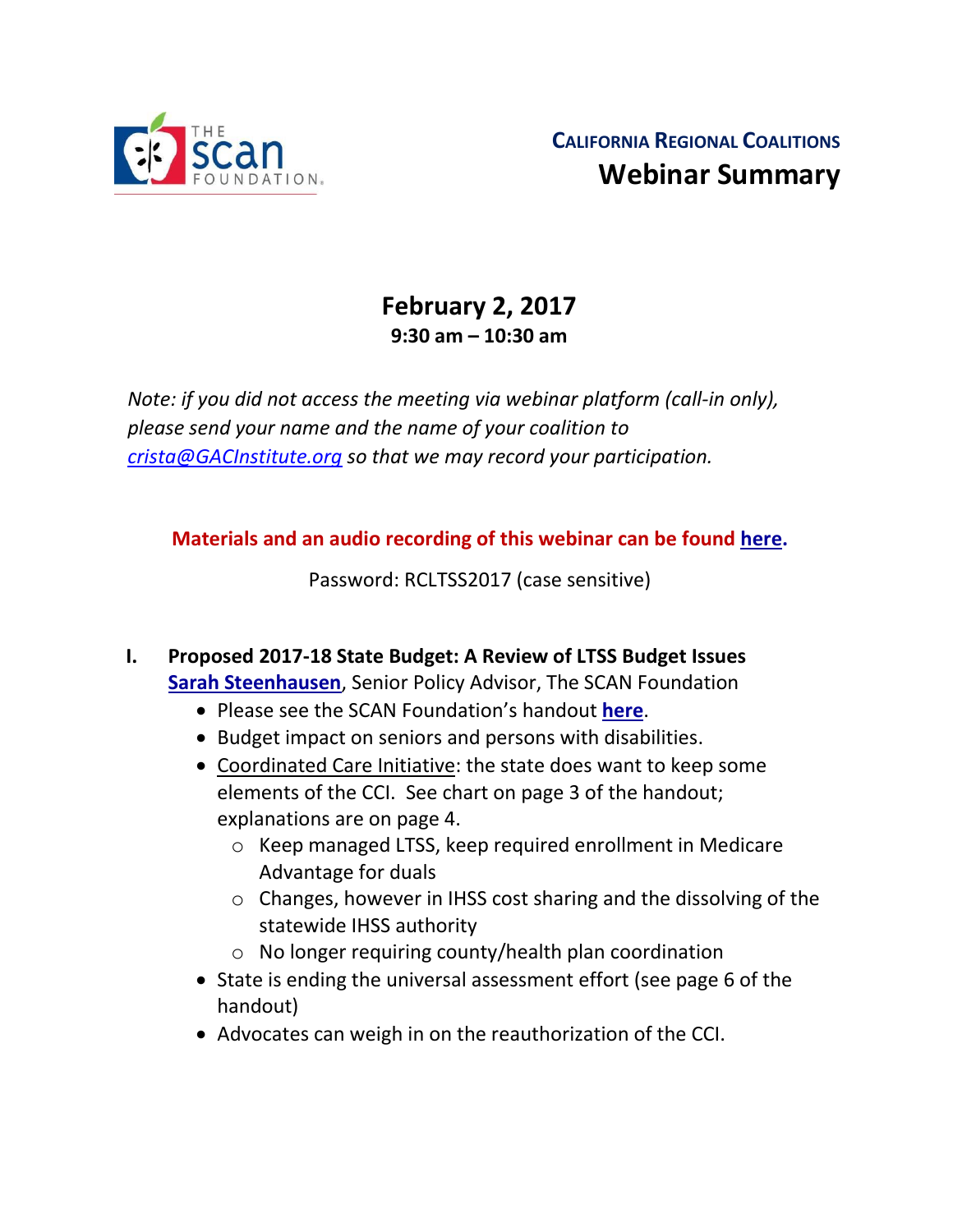THE scan FOUNDATION

**CALIFORNIA REGIONAL COALITIONS**

# Webinar Summary

## February 2, 2017

**9:30 am – 10:30 am**

*Note: if you did not access the meeting via webinar platform (call-in only), please send your name and the name of your coalition to crista@GACInstitute.org so that we may record your participation.*

**Materials and an audio recording of this webinar can be found here.**

Password: RCLTSS2017 (case sensitive)

## I. Proposed 2017-18 State Budget: A Review of LTSS Budget Issues

**Sarah Steenhausen**, Senior Policy Advisor, The SCAN Foundation

- Please see the SCAN Foundation's handout **here**.
- Budget impact on seniors and persons with disabilities.
- Coordinated Care Initiative: the state does want to keep some elements of the CCI. See chart on page 3 of the handout; explanations are on page 4.
  - Keep managed LTSS, keep required enrollment in Medicare Advantage for duals
  - Changes, however in IHSS cost sharing and the dissolving of the statewide IHSS authority
  - No longer requiring county/health plan coordination
- State is ending the universal assessment effort (see page 6 of the handout)
- Advocates can weigh in on the reauthorization of the CCI.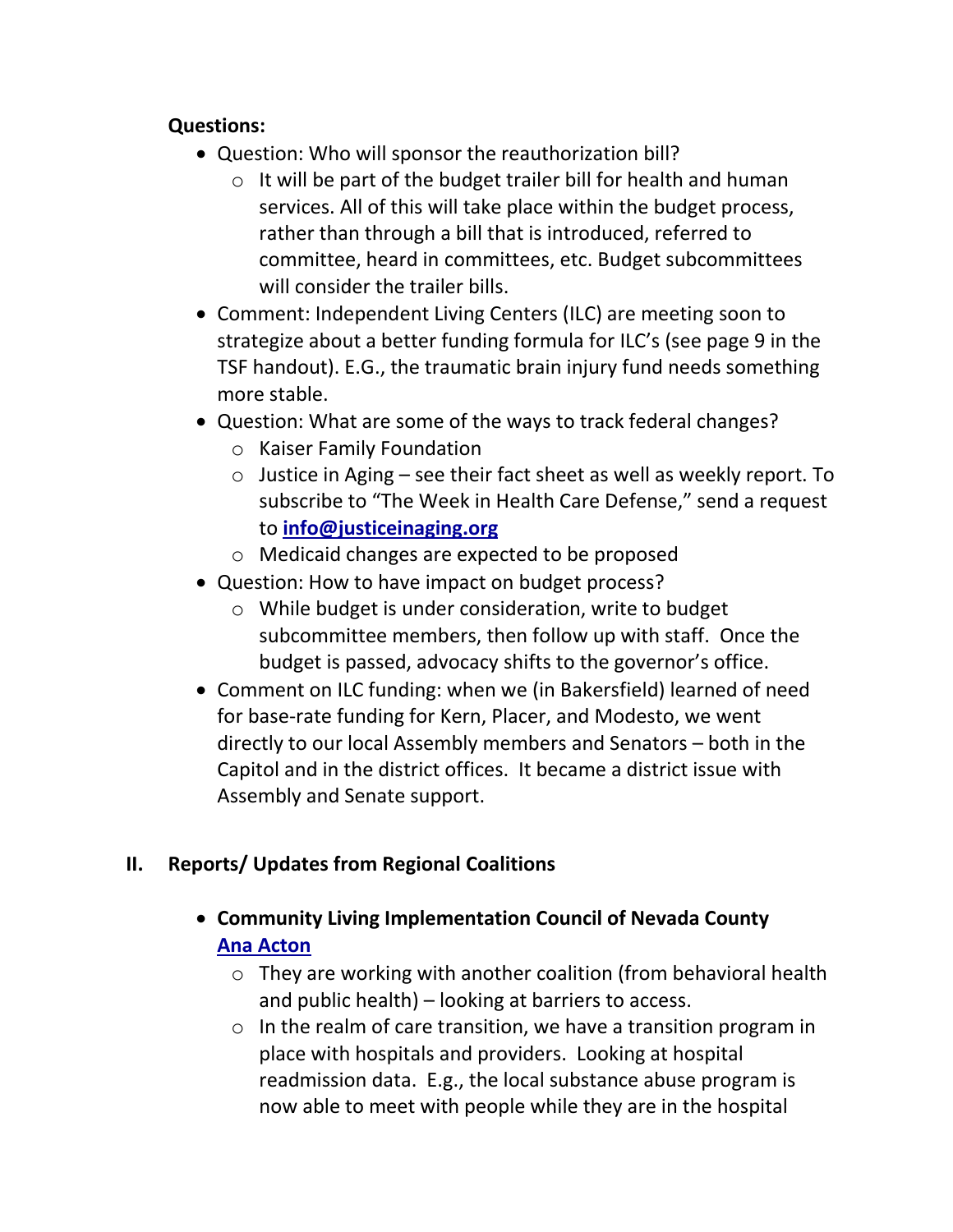**Questions:**

- Question: Who will sponsor the reauthorization bill?
  - It will be part of the budget trailer bill for health and human services. All of this will take place within the budget process, rather than through a bill that is introduced, referred to committee, heard in committees, etc. Budget subcommittees will consider the trailer bills.
- Comment: Independent Living Centers (ILC) are meeting soon to strategize about a better funding formula for ILC's (see page 9 in the TSF handout). E.G., the traumatic brain injury fund needs something more stable.
- Question: What are some of the ways to track federal changes?
  - Kaiser Family Foundation
  - Justice in Aging – see their fact sheet as well as weekly report. To subscribe to "The Week in Health Care Defense," send a request to **[info@justiceinaging.org](mailto:info@justiceinaging.org)**
  - Medicaid changes are expected to be proposed
- Question: How to have impact on budget process?
  - While budget is under consideration, write to budget subcommittee members, then follow up with staff. Once the budget is passed, advocacy shifts to the governor's office.
- Comment on ILC funding: when we (in Bakersfield) learned of need for base-rate funding for Kern, Placer, and Modesto, we went directly to our local Assembly members and Senators – both in the Capitol and in the district offices. It became a district issue with Assembly and Senate support.

## II. Reports/ Updates from Regional Coalitions

- **Community Living Implementation Council of Nevada County**
  **[Ana Acton]()**
  - They are working with another coalition (from behavioral health and public health) – looking at barriers to access.
  - In the realm of care transition, we have a transition program in place with hospitals and providers. Looking at hospital readmission data. E.g., the local substance abuse program is now able to meet with people while they are in the hospital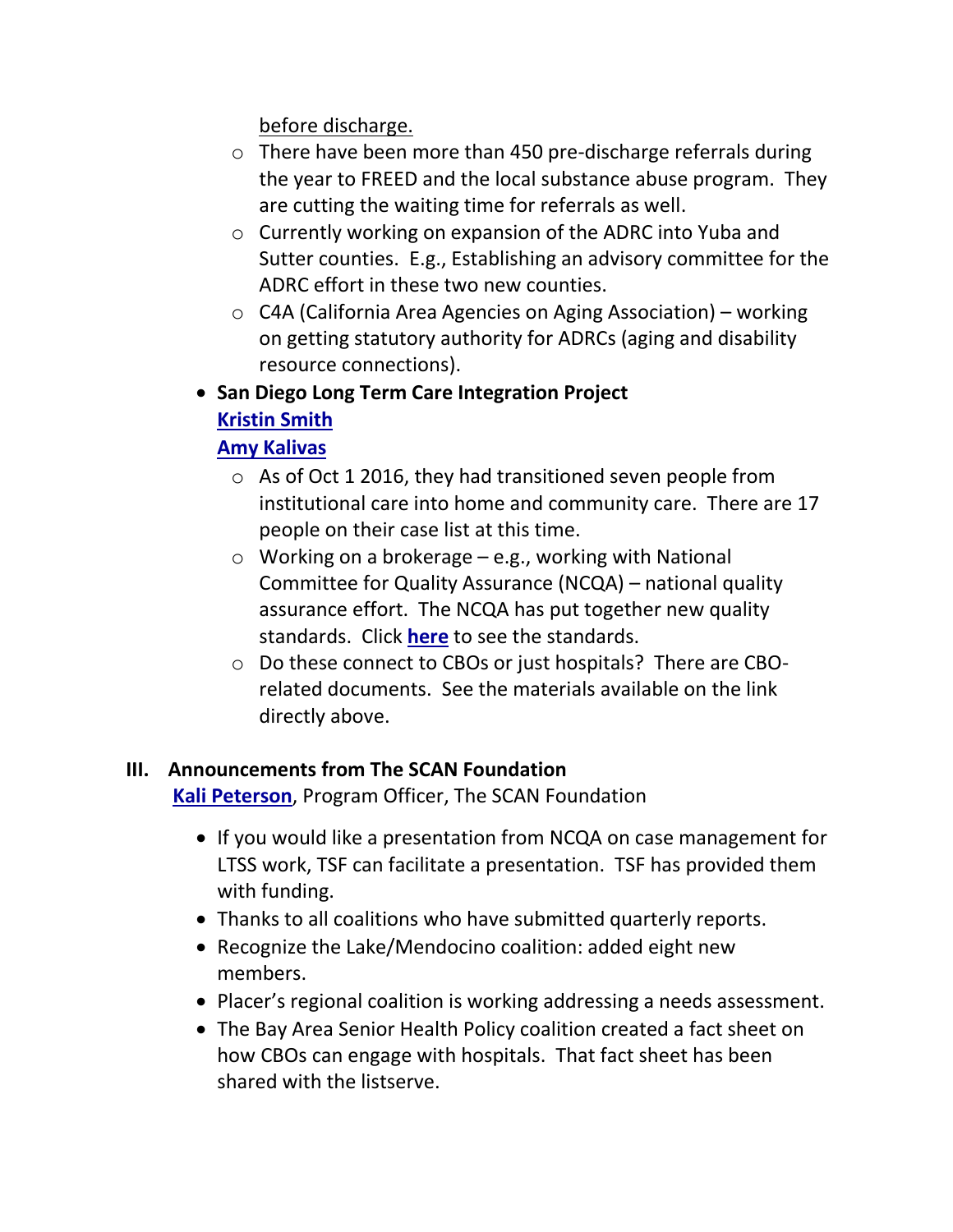before discharge.

  - There have been more than 450 pre-discharge referrals during the year to FREED and the local substance abuse program. They are cutting the waiting time for referrals as well.
  - Currently working on expansion of the ADRC into Yuba and Sutter counties. E.g., Establishing an advisory committee for the ADRC effort in these two new counties.
  - C4A (California Area Agencies on Aging Association) – working on getting statutory authority for ADRCs (aging and disability resource connections).

- **San Diego Long Term Care Integration Project**
  **Kristin Smith**
  **Amy Kalivas**
  - As of Oct 1 2016, they had transitioned seven people from institutional care into home and community care. There are 17 people on their case list at this time.
  - Working on a brokerage – e.g., working with National Committee for Quality Assurance (NCQA) – national quality assurance effort. The NCQA has put together new quality standards. Click **here** to see the standards.
  - Do these connect to CBOs or just hospitals? There are CBO-related documents. See the materials available on the link directly above.

## III. Announcements from The SCAN Foundation

**Kali Peterson**, Program Officer, The SCAN Foundation

- If you would like a presentation from NCQA on case management for LTSS work, TSF can facilitate a presentation. TSF has provided them with funding.
- Thanks to all coalitions who have submitted quarterly reports.
- Recognize the Lake/Mendocino coalition: added eight new members.
- Placer's regional coalition is working addressing a needs assessment.
- The Bay Area Senior Health Policy coalition created a fact sheet on how CBOs can engage with hospitals. That fact sheet has been shared with the listserve.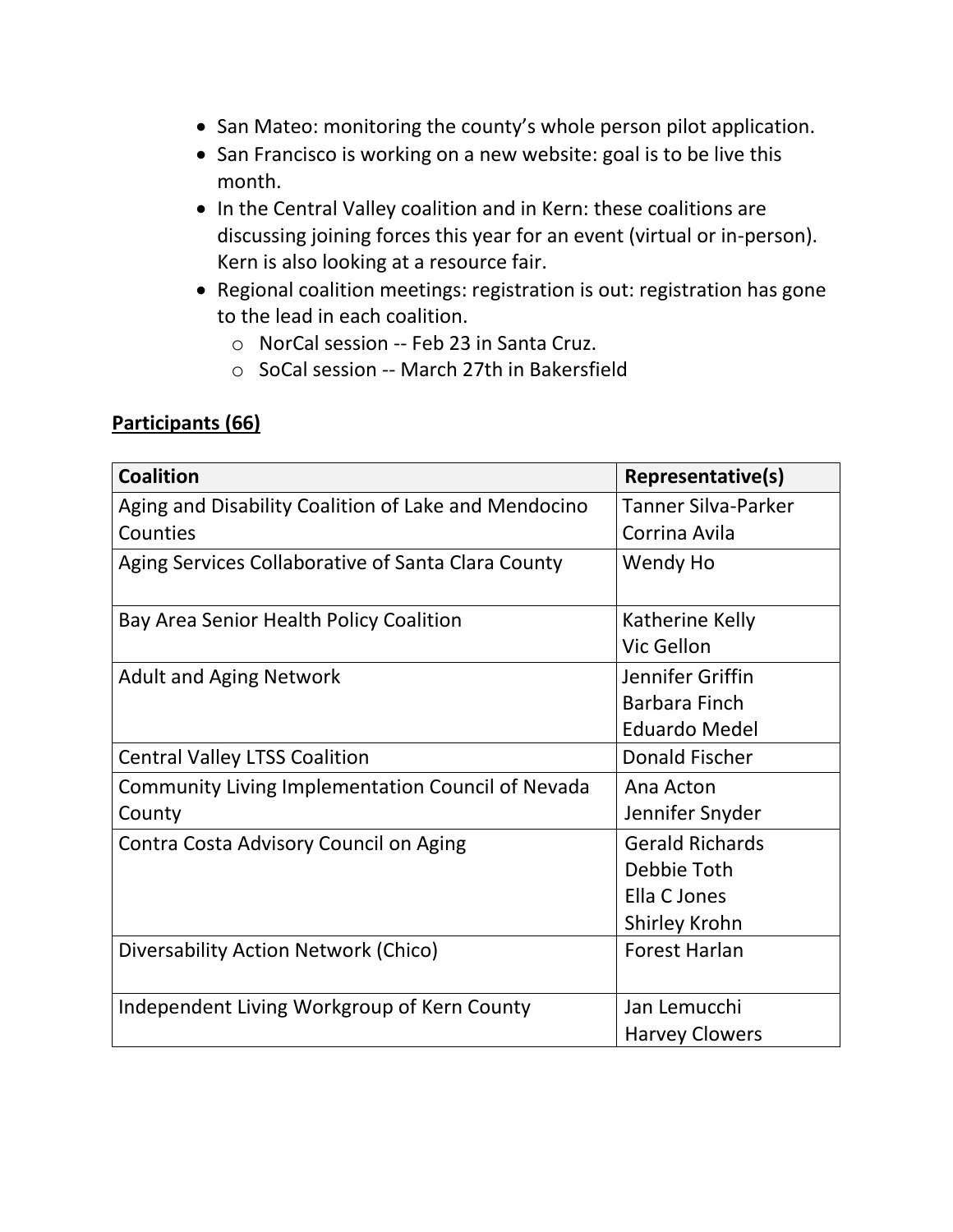- San Mateo: monitoring the county's whole person pilot application.
- San Francisco is working on a new website: goal is to be live this month.
- In the Central Valley coalition and in Kern: these coalitions are discussing joining forces this year for an event (virtual or in-person). Kern is also looking at a resource fair.
- Regional coalition meetings: registration is out: registration has gone to the lead in each coalition.
  - NorCal session -- Feb 23 in Santa Cruz.
  - SoCal session -- March 27th in Bakersfield

**Participants (66)**

| Coalition | Representative(s) |
|---|---|
| Aging and Disability Coalition of Lake and Mendocino Counties | Tanner Silva-Parker<br>Corrina Avila |
| Aging Services Collaborative of Santa Clara County | Wendy Ho |
| Bay Area Senior Health Policy Coalition | Katherine Kelly<br>Vic Gellon |
| Adult and Aging Network | Jennifer Griffin<br>Barbara Finch<br>Eduardo Medel |
| Central Valley LTSS Coalition | Donald Fischer |
| Community Living Implementation Council of Nevada County | Ana Acton<br>Jennifer Snyder |
| Contra Costa Advisory Council on Aging | Gerald Richards<br>Debbie Toth<br>Ella C Jones<br>Shirley Krohn |
| Diversability Action Network (Chico) | Forest Harlan |
| Independent Living Workgroup of Kern County | Jan Lemucchi<br>Harvey Clowers |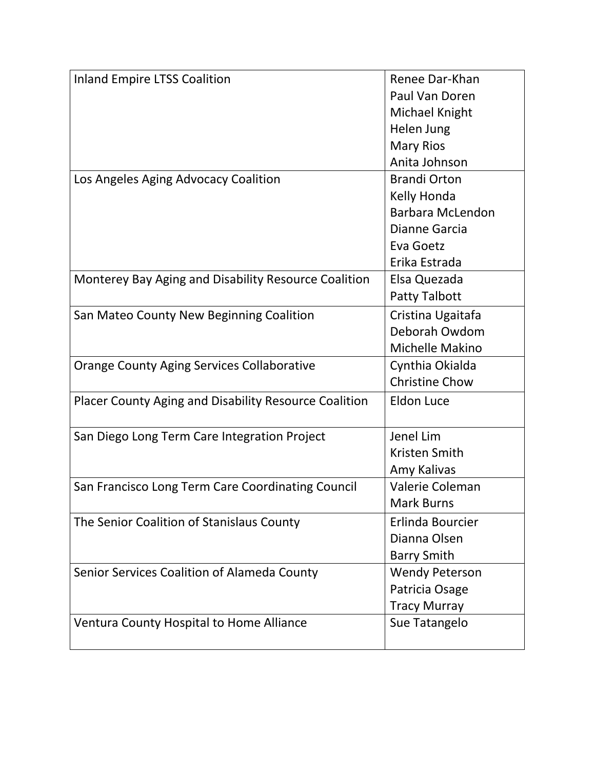| | |
|---|---|
| Inland Empire LTSS Coalition | Renee Dar-Khan<br>Paul Van Doren<br>Michael Knight<br>Helen Jung<br>Mary Rios<br>Anita Johnson |
| Los Angeles Aging Advocacy Coalition | Brandi Orton<br>Kelly Honda<br>Barbara McLendon<br>Dianne Garcia<br>Eva Goetz<br>Erika Estrada |
| Monterey Bay Aging and Disability Resource Coalition | Elsa Quezada<br>Patty Talbott |
| San Mateo County New Beginning Coalition | Cristina Ugaitafa<br>Deborah Owdom<br>Michelle Makino |
| Orange County Aging Services Collaborative | Cynthia Okialda<br>Christine Chow |
| Placer County Aging and Disability Resource Coalition | Eldon Luce |
| San Diego Long Term Care Integration Project | Jenel Lim<br>Kristen Smith<br>Amy Kalivas |
| San Francisco Long Term Care Coordinating Council | Valerie Coleman<br>Mark Burns |
| The Senior Coalition of Stanislaus County | Erlinda Bourcier<br>Dianna Olsen<br>Barry Smith |
| Senior Services Coalition of Alameda County | Wendy Peterson<br>Patricia Osage<br>Tracy Murray |
| Ventura County Hospital to Home Alliance | Sue Tatangelo |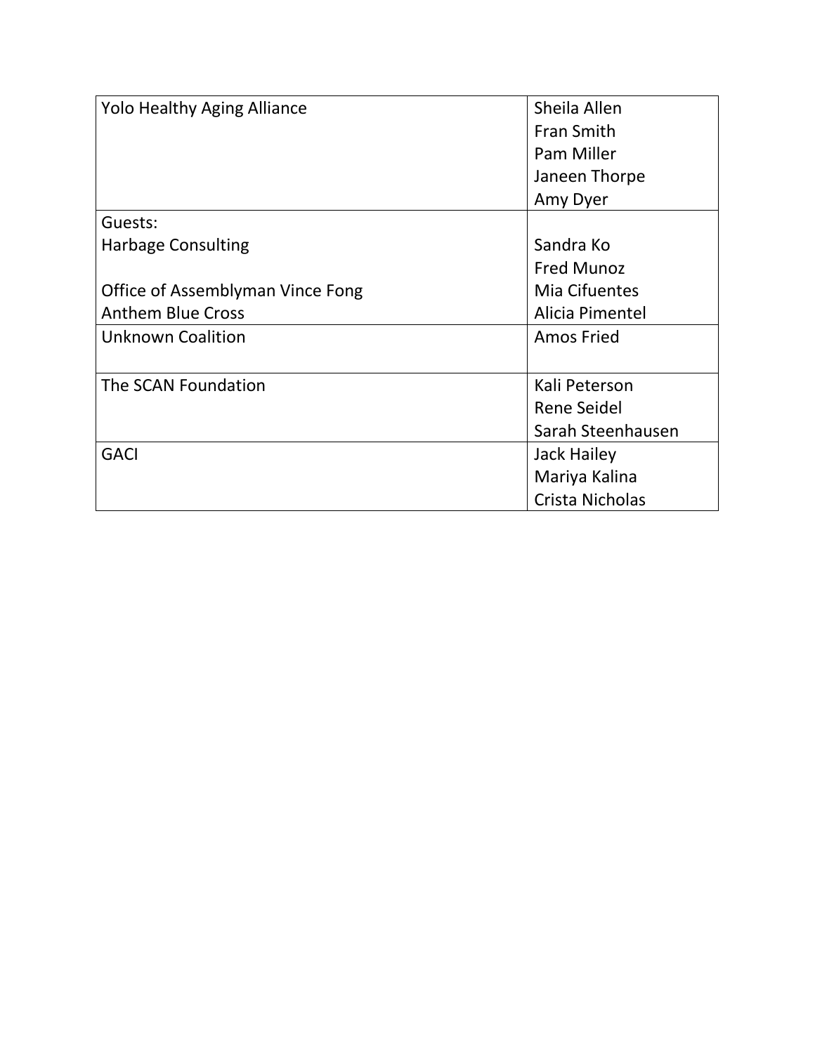| | |
|---|---|
| Yolo Healthy Aging Alliance | Sheila Allen<br>Fran Smith<br>Pam Miller<br>Janeen Thorpe<br>Amy Dyer |
| Guests:<br>Harbage Consulting<br><br>Office of Assemblyman Vince Fong<br>Anthem Blue Cross | <br>Sandra Ko<br>Fred Munoz<br>Mia Cifuentes<br>Alicia Pimentel |
| Unknown Coalition | Amos Fried |
| The SCAN Foundation | Kali Peterson<br>Rene Seidel<br>Sarah Steenhausen |
| GACI | Jack Hailey<br>Mariya Kalina<br>Crista Nicholas |